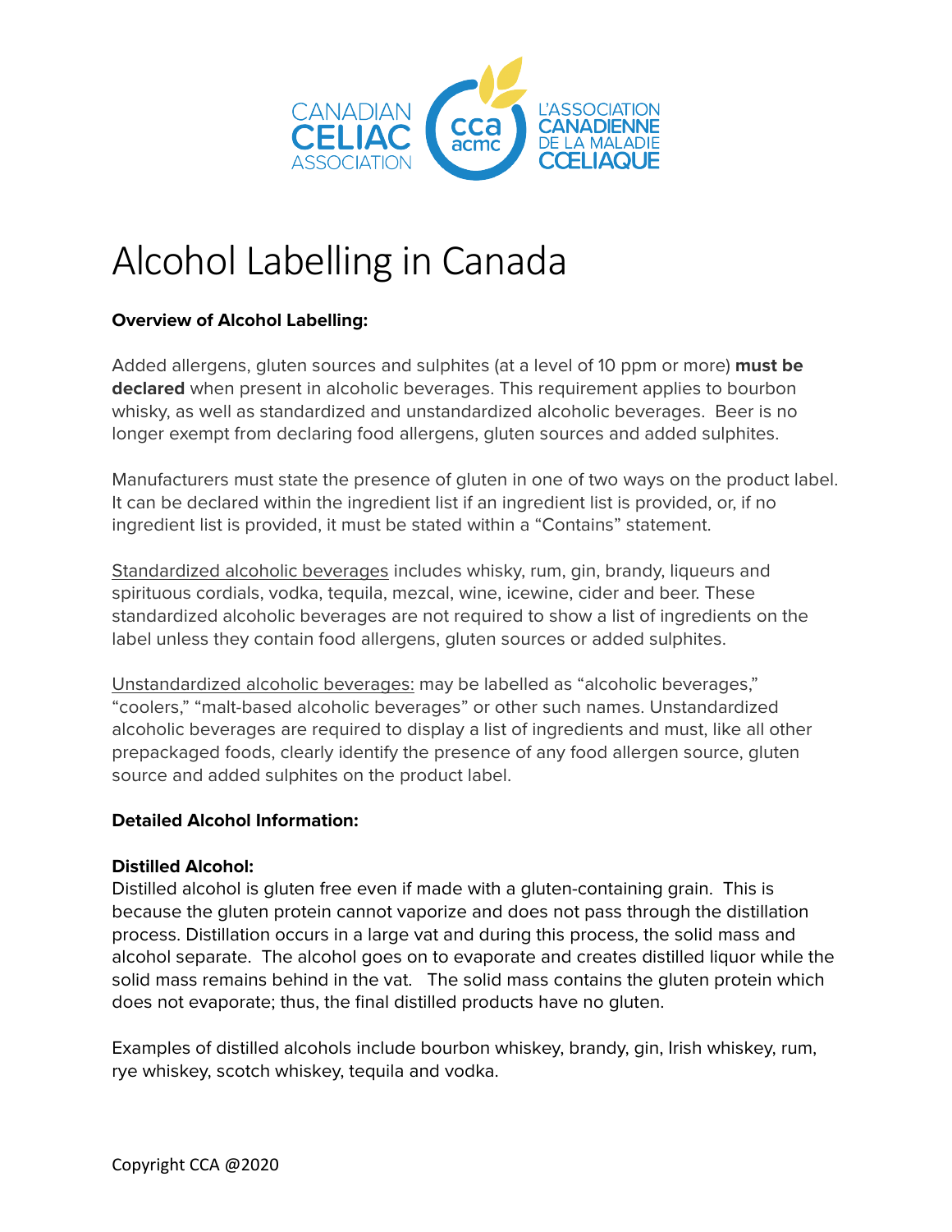CANADIAN CELIAC ASSOCIATION — L'ASSOCIATION CANADIENNE DE LA MALADIE CŒLIAQUE

# Alcohol Labelling in Canada

**Overview of Alcohol Labelling:**

Added allergens, gluten sources and sulphites (at a level of 10 ppm or more) **must be declared** when present in alcoholic beverages. This requirement applies to bourbon whisky, as well as standardized and unstandardized alcoholic beverages. Beer is no longer exempt from declaring food allergens, gluten sources and added sulphites.

Manufacturers must state the presence of gluten in one of two ways on the product label. It can be declared within the ingredient list if an ingredient list is provided, or, if no ingredient list is provided, it must be stated within a "Contains" statement.

Standardized alcoholic beverages includes whisky, rum, gin, brandy, liqueurs and spirituous cordials, vodka, tequila, mezcal, wine, icewine, cider and beer. These standardized alcoholic beverages are not required to show a list of ingredients on the label unless they contain food allergens, gluten sources or added sulphites.

Unstandardized alcoholic beverages: may be labelled as "alcoholic beverages," "coolers," "malt-based alcoholic beverages" or other such names. Unstandardized alcoholic beverages are required to display a list of ingredients and must, like all other prepackaged foods, clearly identify the presence of any food allergen source, gluten source and added sulphites on the product label.

**Detailed Alcohol Information:**

**Distilled Alcohol:**

Distilled alcohol is gluten free even if made with a gluten-containing grain. This is because the gluten protein cannot vaporize and does not pass through the distillation process. Distillation occurs in a large vat and during this process, the solid mass and alcohol separate. The alcohol goes on to evaporate and creates distilled liquor while the solid mass remains behind in the vat. The solid mass contains the gluten protein which does not evaporate; thus, the final distilled products have no gluten.

Examples of distilled alcohols include bourbon whiskey, brandy, gin, Irish whiskey, rum, rye whiskey, scotch whiskey, tequila and vodka.

Copyright CCA @2020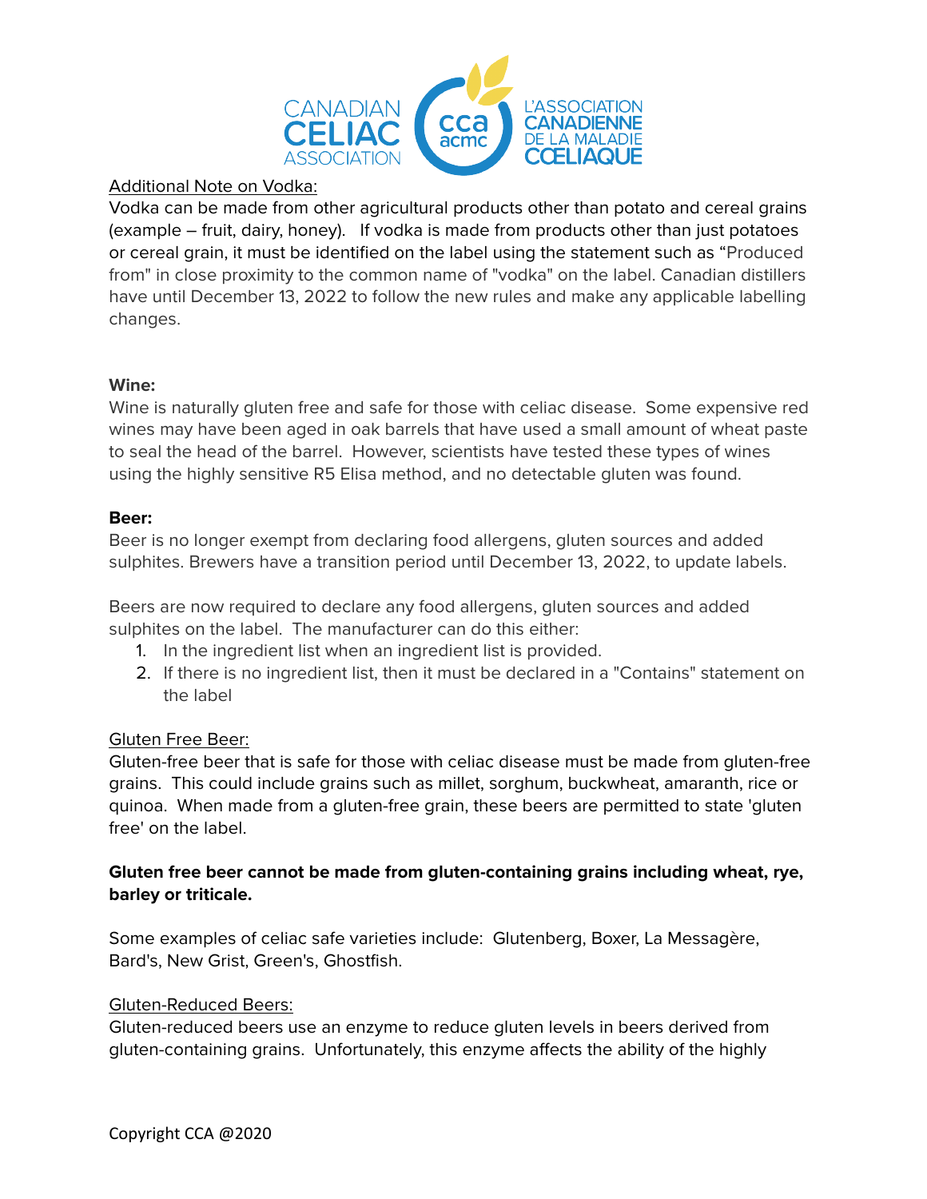Additional Note on Vodka:

Vodka can be made from other agricultural products other than potato and cereal grains (example – fruit, dairy, honey). If vodka is made from products other than just potatoes or cereal grain, it must be identified on the label using the statement such as "Produced from" in close proximity to the common name of "vodka" on the label. Canadian distillers have until December 13, 2022 to follow the new rules and make any applicable labelling changes.

**Wine:**

Wine is naturally gluten free and safe for those with celiac disease. Some expensive red wines may have been aged in oak barrels that have used a small amount of wheat paste to seal the head of the barrel. However, scientists have tested these types of wines using the highly sensitive R5 Elisa method, and no detectable gluten was found.

**Beer:**

Beer is no longer exempt from declaring food allergens, gluten sources and added sulphites. Brewers have a transition period until December 13, 2022, to update labels.

Beers are now required to declare any food allergens, gluten sources and added sulphites on the label. The manufacturer can do this either:

1. In the ingredient list when an ingredient list is provided.
2. If there is no ingredient list, then it must be declared in a "Contains" statement on the label

Gluten Free Beer:

Gluten-free beer that is safe for those with celiac disease must be made from gluten-free grains. This could include grains such as millet, sorghum, buckwheat, amaranth, rice or quinoa. When made from a gluten-free grain, these beers are permitted to state 'gluten free' on the label.

**Gluten free beer cannot be made from gluten-containing grains including wheat, rye, barley or triticale.**

Some examples of celiac safe varieties include: Glutenberg, Boxer, La Messagère, Bard's, New Grist, Green's, Ghostfish.

Gluten-Reduced Beers:

Gluten-reduced beers use an enzyme to reduce gluten levels in beers derived from gluten-containing grains. Unfortunately, this enzyme affects the ability of the highly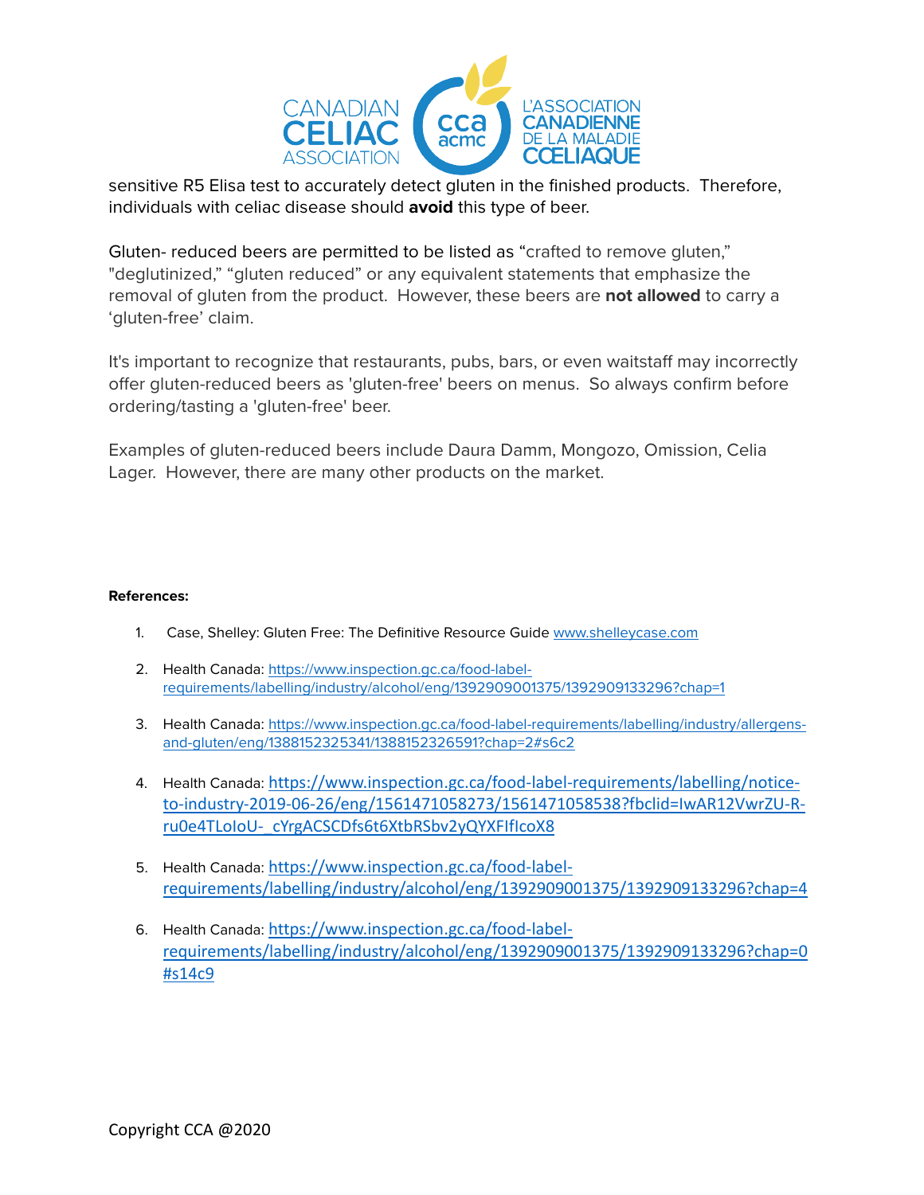sensitive R5 Elisa test to accurately detect gluten in the finished products. Therefore, individuals with celiac disease should **avoid** this type of beer.

Gluten- reduced beers are permitted to be listed as “crafted to remove gluten,” "deglutinized," “gluten reduced” or any equivalent statements that emphasize the removal of gluten from the product. However, these beers are **not allowed** to carry a ‘gluten-free’ claim.

It's important to recognize that restaurants, pubs, bars, or even waitstaff may incorrectly offer gluten-reduced beers as 'gluten-free' beers on menus. So always confirm before ordering/tasting a 'gluten-free' beer.

Examples of gluten-reduced beers include Daura Damm, Mongozo, Omission, Celia Lager. However, there are many other products on the market.

**References:**

1. Case, Shelley: Gluten Free: The Definitive Resource Guide www.shelleycase.com
2. Health Canada: https://www.inspection.gc.ca/food-label-requirements/labelling/industry/alcohol/eng/1392909001375/1392909133296?chap=1
3. Health Canada: https://www.inspection.gc.ca/food-label-requirements/labelling/industry/allergens-and-gluten/eng/1388152325341/1388152326591?chap=2#s6c2
4. Health Canada: https://www.inspection.gc.ca/food-label-requirements/labelling/notice-to-industry-2019-06-26/eng/1561471058273/1561471058538?fbclid=IwAR12VwrZU-R-ru0e4TLoIoU-_cYrgACSCDfs6t6XtbRSbv2yQYXFIfIcoX8
5. Health Canada: https://www.inspection.gc.ca/food-label-requirements/labelling/industry/alcohol/eng/1392909001375/1392909133296?chap=4
6. Health Canada: https://www.inspection.gc.ca/food-label-requirements/labelling/industry/alcohol/eng/1392909001375/1392909133296?chap=0#s14c9

Copyright CCA @2020